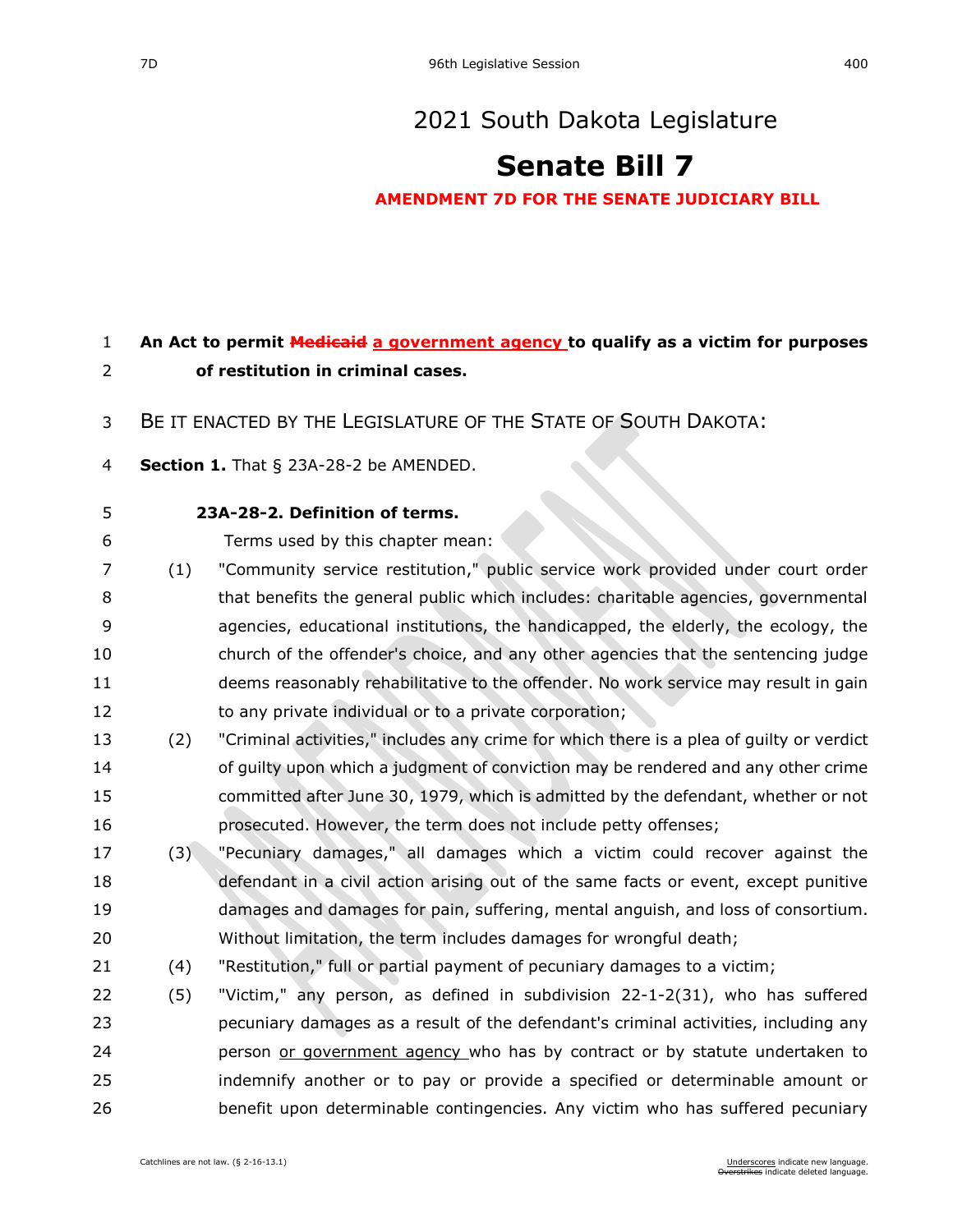# 2021 South Dakota Legislature

# Senate Bill 7

**AMENDMENT 7D FOR THE SENATE JUDICIARY BILL**

**An Act to permit ~~Medicaid~~ <u>a government agency</u> to qualify as a victim for purposes of restitution in criminal cases.**

BE IT ENACTED BY THE LEGISLATURE OF THE STATE OF SOUTH DAKOTA:

**Section 1.** That § 23A-28-2 be AMENDED.

**23A-28-2. Definition of terms.**

Terms used by this chapter mean:

(1) "Community service restitution," public service work provided under court order that benefits the general public which includes: charitable agencies, governmental agencies, educational institutions, the handicapped, the elderly, the ecology, the church of the offender's choice, and any other agencies that the sentencing judge deems reasonably rehabilitative to the offender. No work service may result in gain to any private individual or to a private corporation;

(2) "Criminal activities," includes any crime for which there is a plea of guilty or verdict of guilty upon which a judgment of conviction may be rendered and any other crime committed after June 30, 1979, which is admitted by the defendant, whether or not prosecuted. However, the term does not include petty offenses;

(3) "Pecuniary damages," all damages which a victim could recover against the defendant in a civil action arising out of the same facts or event, except punitive damages and damages for pain, suffering, mental anguish, and loss of consortium. Without limitation, the term includes damages for wrongful death;

(4) "Restitution," full or partial payment of pecuniary damages to a victim;

(5) "Victim," any person, as defined in subdivision 22-1-2(31), who has suffered pecuniary damages as a result of the defendant's criminal activities, including any person <u>or government agency</u> who has by contract or by statute undertaken to indemnify another or to pay or provide a specified or determinable amount or benefit upon determinable contingencies. Any victim who has suffered pecuniary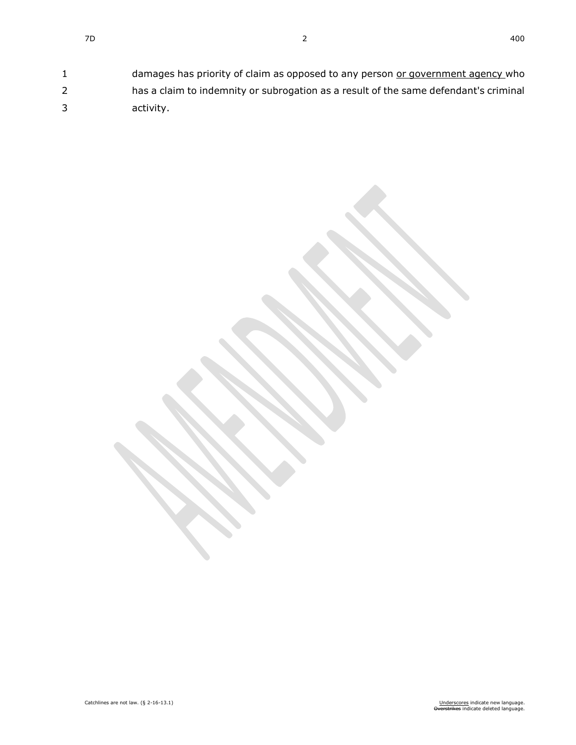damages has priority of claim as opposed to any person <u>or government agency</u> who has a claim to indemnity or subrogation as a result of the same defendant's criminal activity.